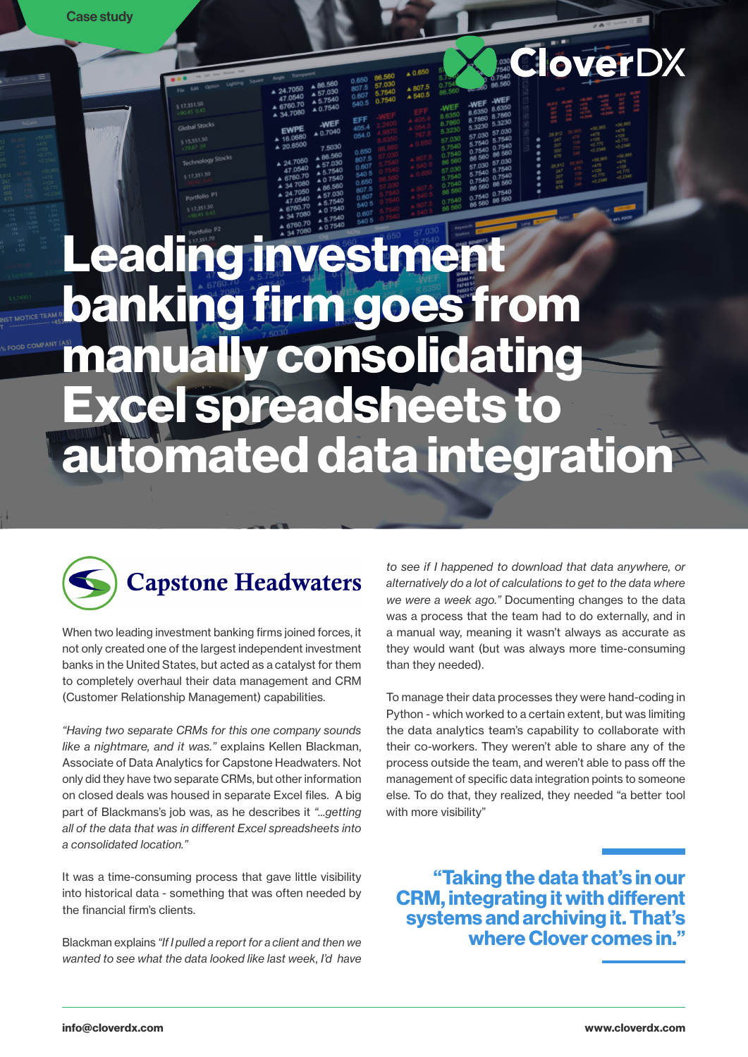Case study

CloverDX

# Leading investment banking firm goes from manually consolidating Excel spreadsheets to automated data integration

Capstone Headwaters

When two leading investment banking firms joined forces, it not only created one of the largest independent investment banks in the United States, but acted as a catalyst for them to completely overhaul their data management and CRM (Customer Relationship Management) capabilities.

*"Having two separate CRMs for this one company sounds like a nightmare, and it was."* explains Kellen Blackman, Associate of Data Analytics for Capstone Headwaters. Not only did they have two separate CRMs, but other information on closed deals was housed in separate Excel files. A big part of Blackmans's job was, as he describes it *"...getting all of the data that was in different Excel spreadsheets into a consolidated location."*

It was a time-consuming process that gave little visibility into historical data - something that was often needed by the financial firm's clients.

Blackman explains *"If I pulled a report for a client and then we wanted to see what the data looked like last week, I'd have to see if I happened to download that data anywhere, or alternatively do a lot of calculations to get to the data where we were a week ago."* Documenting changes to the data was a process that the team had to do externally, and in a manual way, meaning it wasn't always as accurate as they would want (but was always more time-consuming than they needed).

To manage their data processes they were hand-coding in Python - which worked to a certain extent, but was limiting the data analytics team's capability to collaborate with their co-workers. They weren't able to share any of the process outside the team, and weren't able to pass off the management of specific data integration points to someone else. To do that, they realized, they needed "a better tool with more visibility"

> **"Taking the data that's in our CRM, integrating it with different systems and archiving it. That's where Clover comes in."**

info@cloverdx.com

www.cloverdx.com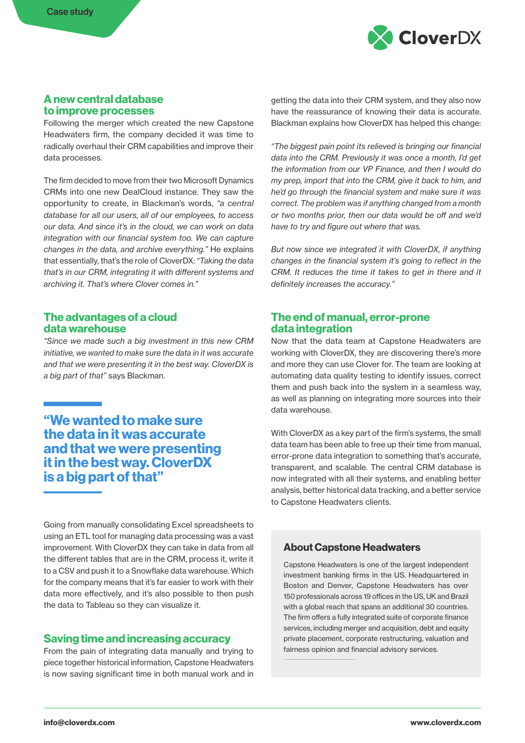## A new central database to improve processes

Following the merger which created the new Capstone Headwaters firm, the company decided it was time to radically overhaul their CRM capabilities and improve their data processes.

The firm decided to move from their two Microsoft Dynamics CRMs into one new DealCloud instance. They saw the opportunity to create, in Blackman's words, *"a central database for all our users, all of our employees, to access our data. And since it's in the cloud, we can work on data integration with our financial system too. We can capture changes in the data, and archive everything."* He explains that essentially, that's the role of CloverDX: *"Taking the data that's in our CRM, integrating it with different systems and archiving it. That's where Clover comes in."*

## The advantages of a cloud data warehouse

*"Since we made such a big investment in this new CRM initiative, we wanted to make sure the data in it was accurate and that we were presenting it in the best way. CloverDX is a big part of that"* says Blackman.

> **"We wanted to make sure the data in it was accurate and that we were presenting it in the best way. CloverDX is a big part of that"**

Going from manually consolidating Excel spreadsheets to using an ETL tool for managing data processing was a vast improvement. With CloverDX they can take in data from all the different tables that are in the CRM, process it, write it to a CSV and push it to a Snowflake data warehouse. Which for the company means that it's far easier to work with their data more effectively, and it's also possible to then push the data to Tableau so they can visualize it.

## Saving time and increasing accuracy

From the pain of integrating data manually and trying to piece together historical information, Capstone Headwaters is now saving significant time in both manual work and in getting the data into their CRM system, and they also now have the reassurance of knowing their data is accurate. Blackman explains how CloverDX has helped this change:

*"The biggest pain point its relieved is bringing our financial data into the CRM. Previously it was once a month, I'd get the information from our VP Finance, and then I would do my prep, import that into the CRM, give it back to him, and he'd go through the financial system and make sure it was correct. The problem was if anything changed from a month or two months prior, then our data would be off and we'd have to try and figure out where that was.*

*But now since we integrated it with CloverDX, if anything changes in the financial system it's going to reflect in the CRM. It reduces the time it takes to get in there and it definitely increases the accuracy."*

## The end of manual, error-prone data integration

Now that the data team at Capstone Headwaters are working with CloverDX, they are discovering there's more and more they can use Clover for. The team are looking at automating data quality testing to identify issues, correct them and push back into the system in a seamless way, as well as planning on integrating more sources into their data warehouse.

With CloverDX as a key part of the firm's systems, the small data team has been able to free up their time from manual, error-prone data integration to something that's accurate, transparent, and scalable. The central CRM database is now integrated with all their systems, and enabling better analysis, better historical data tracking, and a better service to Capstone Headwaters clients.

### About Capstone Headwaters

Capstone Headwaters is one of the largest independent investment banking firms in the US. Headquartered in Boston and Denver, Capstone Headwaters has over 150 professionals across 19 offices in the US, UK and Brazil with a global reach that spans an additional 30 countries. The firm offers a fully integrated suite of corporate finance services, including merger and acquisition, debt and equity private placement, corporate restructuring, valuation and fairness opinion and financial advisory services.

**info@cloverdx.com** **www.cloverdx.com**